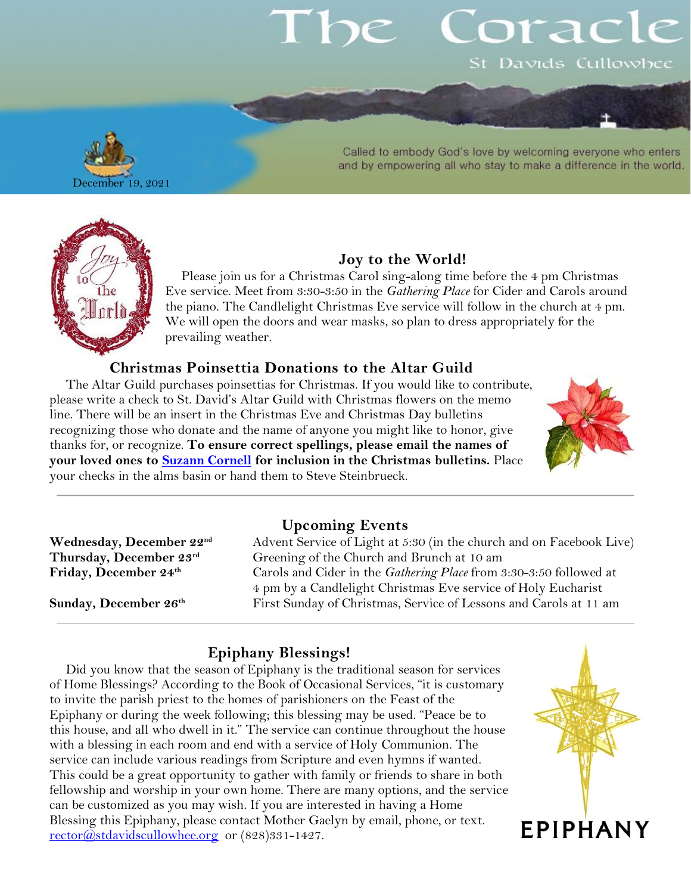# The Coracle

St Davids Cullowhee

Called to embody God's love by welcoming everyone who enters and by empowering all who stay to make a difference in the world.

December 19, 2021

## Joy to the World!

Please join us for a Christmas Carol sing-along time before the 4 pm Christmas Eve service. Meet from 3:30-3:50 in the *Gathering Place* for Cider and Carols around the piano. The Candlelight Christmas Eve service will follow in the church at 4 pm. We will open the doors and wear masks, so plan to dress appropriately for the prevailing weather.

## Christmas Poinsettia Donations to the Altar Guild

The Altar Guild purchases poinsettias for Christmas. If you would like to contribute, please write a check to St. David's Altar Guild with Christmas flowers on the memo line. There will be an insert in the Christmas Eve and Christmas Day bulletins recognizing those who donate and the name of anyone you might like to honor, give thanks for, or recognize. **To ensure correct spellings, please email the names of your loved ones to Suzann Cornell for inclusion in the Christmas bulletins.** Place your checks in the alms basin or hand them to Steve Steinbrueck.

---

## Upcoming Events

| | |
|---|---|
| **Wednesday, December 22nd** | Advent Service of Light at 5:30 (in the church and on Facebook Live) |
| **Thursday, December 23rd** | Greening of the Church and Brunch at 10 am |
| **Friday, December 24th** | Carols and Cider in the *Gathering Place* from 3:30-3:50 followed at 4 pm by a Candlelight Christmas Eve service of Holy Eucharist |
| **Sunday, December 26th** | First Sunday of Christmas, Service of Lessons and Carols at 11 am |

---

## Epiphany Blessings!

Did you know that the season of Epiphany is the traditional season for services of Home Blessings? According to the Book of Occasional Services, "it is customary to invite the parish priest to the homes of parishioners on the Feast of the Epiphany or during the week following; this blessing may be used. "Peace be to this house, and all who dwell in it." The service can continue throughout the house with a blessing in each room and end with a service of Holy Communion. The service can include various readings from Scripture and even hymns if wanted. This could be a great opportunity to gather with family or friends to share in both fellowship and worship in your own home. There are many options, and the service can be customized as you may wish. If you are interested in having a Home Blessing this Epiphany, please contact Mother Gaelyn by email, phone, or text. rector@stdavidscullowhee.org or (828)331-1427.

EPIPHANY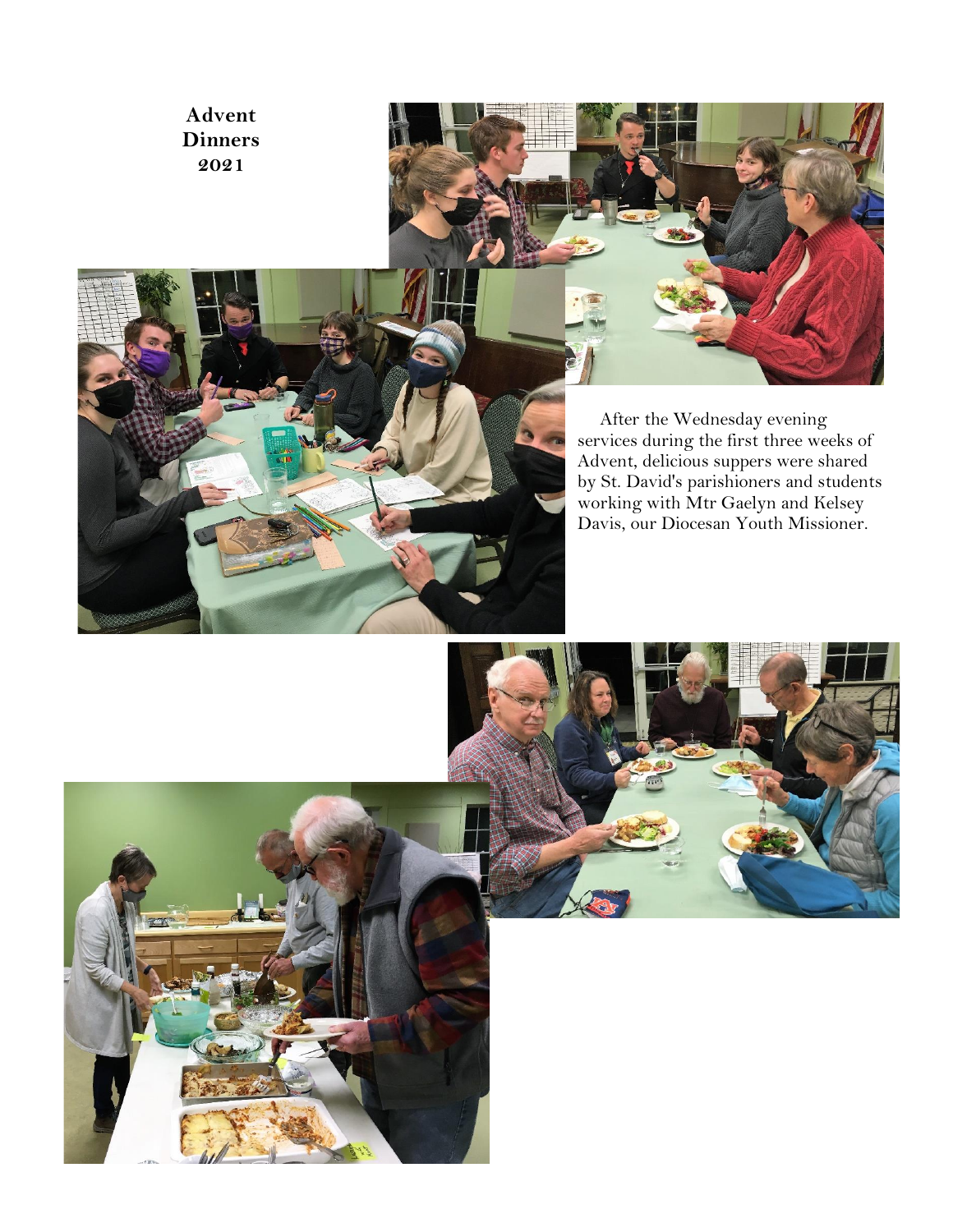**Advent Dinners 2021**

After the Wednesday evening services during the first three weeks of Advent, delicious suppers were shared by St. David's parishioners and students working with Mtr Gaelyn and Kelsey Davis, our Diocesan Youth Missioner.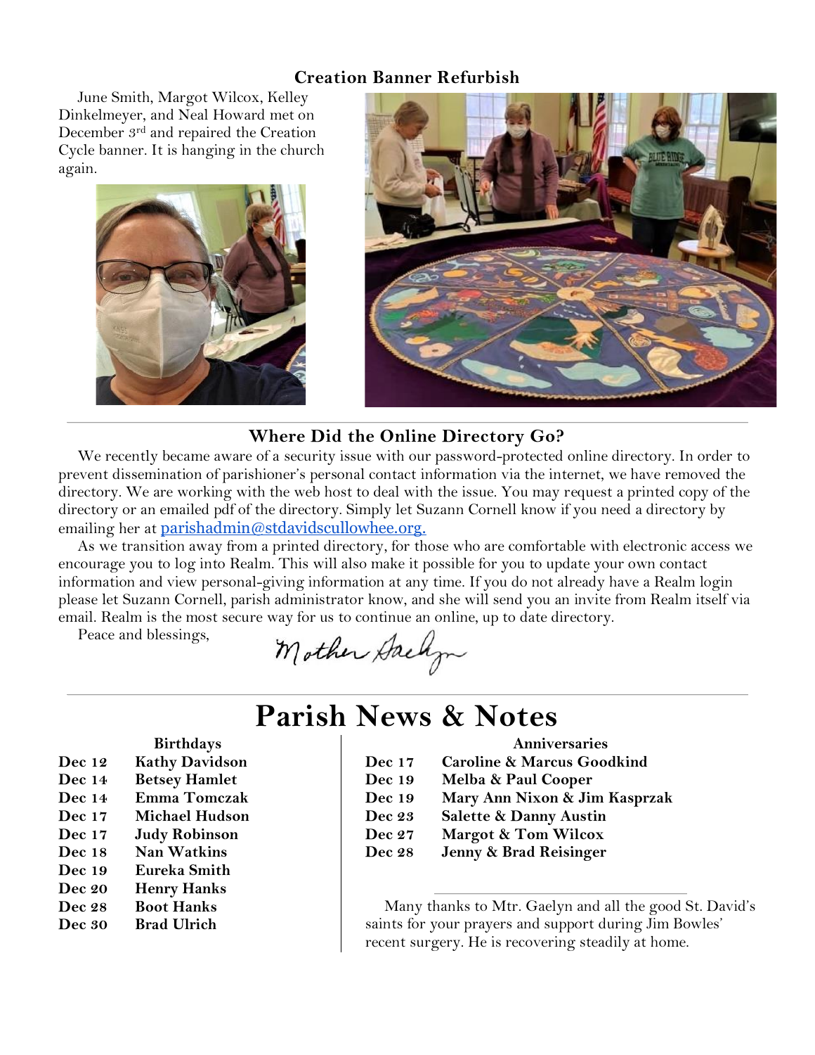## Creation Banner Refurbish

June Smith, Margot Wilcox, Kelley Dinkelmeyer, and Neal Howard met on December 3rd and repaired the Creation Cycle banner. It is hanging in the church again.

## Where Did the Online Directory Go?

We recently became aware of a security issue with our password-protected online directory. In order to prevent dissemination of parishioner's personal contact information via the internet, we have removed the directory. We are working with the web host to deal with the issue. You may request a printed copy of the directory or an emailed pdf of the directory. Simply let Suzann Cornell know if you need a directory by emailing her at parishadmin@stdavidscullowhee.org.

As we transition away from a printed directory, for those who are comfortable with electronic access we encourage you to log into Realm. This will also make it possible for you to update your own contact information and view personal-giving information at any time. If you do not already have a Realm login please let Suzann Cornell, parish administrator know, and she will send you an invite from Realm itself via email. Realm is the most secure way for us to continue an online, up to date directory.

Peace and blessings,

Mother Gaelyn

# Parish News & Notes

### Birthdays

| | |
|---|---|
| **Dec 12** | **Kathy Davidson** |
| **Dec 14** | **Betsey Hamlet** |
| **Dec 14** | **Emma Tomczak** |
| **Dec 17** | **Michael Hudson** |
| **Dec 17** | **Judy Robinson** |
| **Dec 18** | **Nan Watkins** |
| **Dec 19** | **Eureka Smith** |
| **Dec 20** | **Henry Hanks** |
| **Dec 28** | **Boot Hanks** |
| **Dec 30** | **Brad Ulrich** |

### Anniversaries

| | |
|---|---|
| **Dec 17** | **Caroline & Marcus Goodkind** |
| **Dec 19** | **Melba & Paul Cooper** |
| **Dec 19** | **Mary Ann Nixon & Jim Kasprzak** |
| **Dec 23** | **Salette & Danny Austin** |
| **Dec 27** | **Margot & Tom Wilcox** |
| **Dec 28** | **Jenny & Brad Reisinger** |

Many thanks to Mtr. Gaelyn and all the good St. David's saints for your prayers and support during Jim Bowles' recent surgery. He is recovering steadily at home.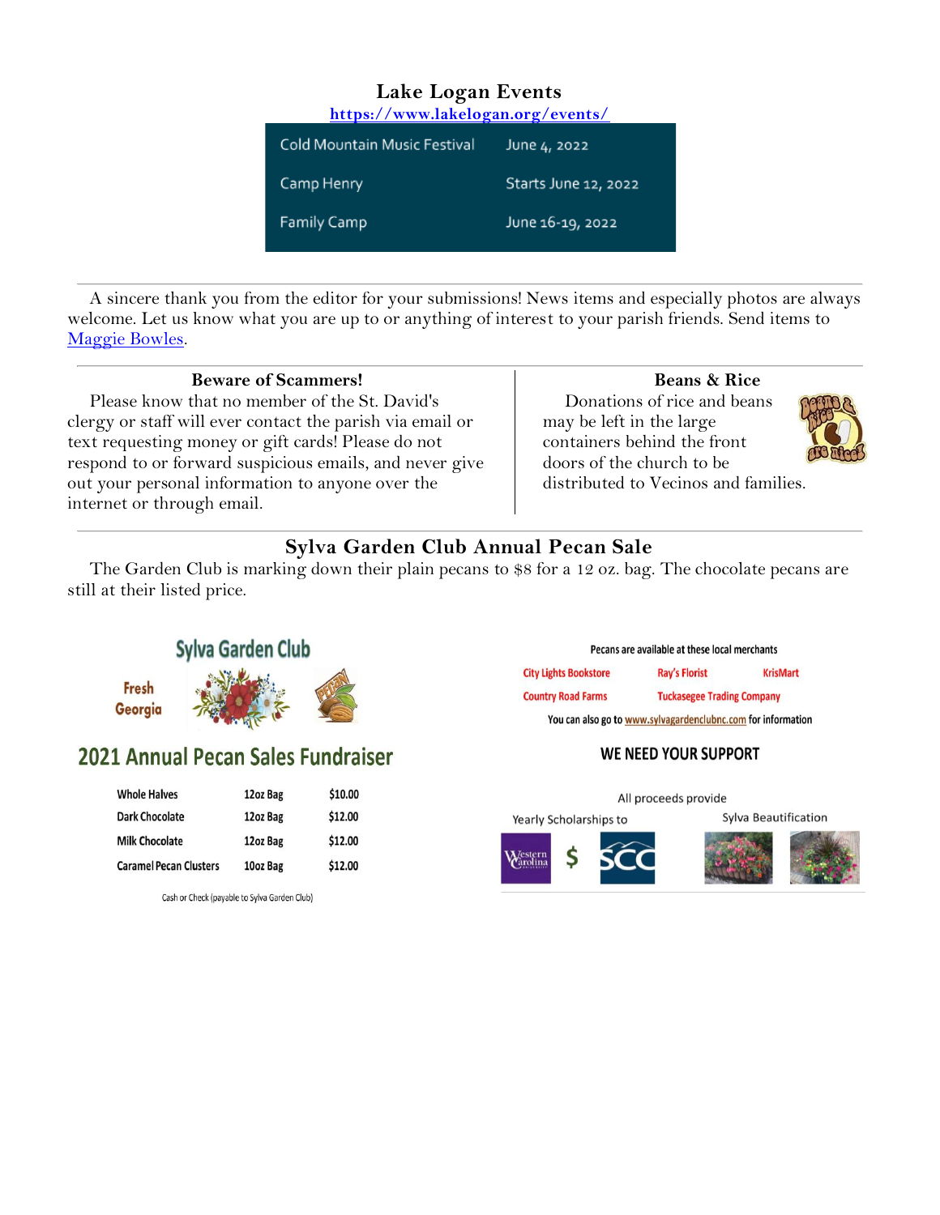## Lake Logan Events

https://www.lakelogan.org/events/

| | |
|---|---|
| Cold Mountain Music Festival | June 4, 2022 |
| Camp Henry | Starts June 12, 2022 |
| Family Camp | June 16-19, 2022 |

A sincere thank you from the editor for your submissions! News items and especially photos are always welcome. Let us know what you are up to or anything of interest to your parish friends. Send items to Maggie Bowles.

### Beware of Scammers!

Please know that no member of the St. David's clergy or staff will ever contact the parish via email or text requesting money or gift cards! Please do not respond to or forward suspicious emails, and never give out your personal information to anyone over the internet or through email.

### Beans & Rice

Donations of rice and beans may be left in the large containers behind the front doors of the church to be distributed to Vecinos and families.

## Sylva Garden Club Annual Pecan Sale

The Garden Club is marking down their plain pecans to $8 for a 12 oz. bag. The chocolate pecans are still at their listed price.

**Sylva Garden Club**

Fresh Georgia

### 2021 Annual Pecan Sales Fundraiser

| | | |
|---|---|---|
| Whole Halves | 12oz Bag | $10.00 |
| Dark Chocolate | 12oz Bag | $12.00 |
| Milk Chocolate | 12oz Bag | $12.00 |
| Caramel Pecan Clusters | 10oz Bag | $12.00 |

Cash or Check (payable to Sylva Garden Club)

Pecans are available at these local merchants

City Lights Bookstore, Ray's Florist, KrisMart, Country Road Farms, Tuckasegee Trading Company

You can also go to www.sylvagardenclubnc.com for information

**WE NEED YOUR SUPPORT**

All proceeds provide

Yearly Scholarships to Western Carolina $ SCC

Sylva Beautification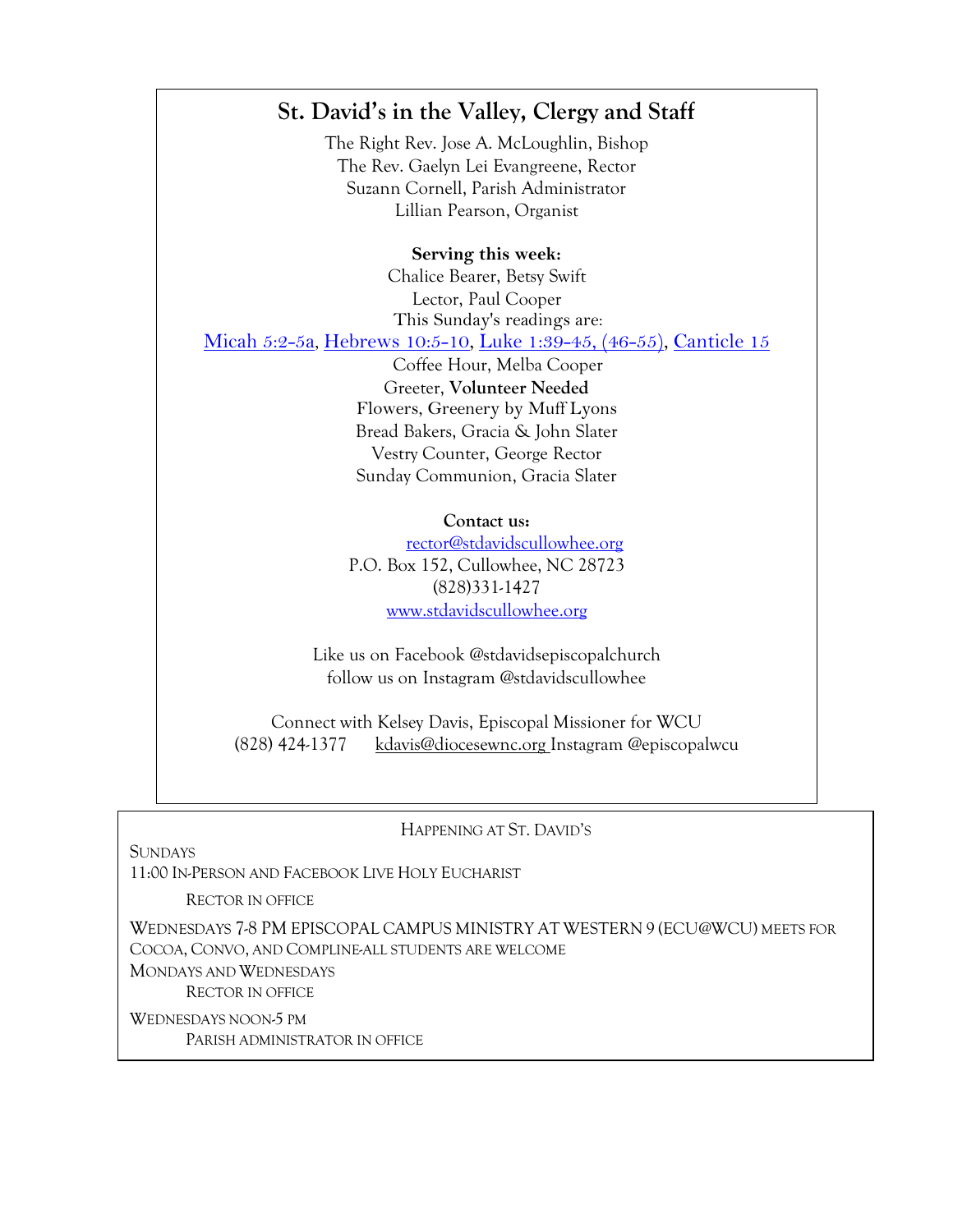## St. David's in the Valley, Clergy and Staff

The Right Rev. Jose A. McLoughlin, Bishop
The Rev. Gaelyn Lei Evangreene, Rector
Suzann Cornell, Parish Administrator
Lillian Pearson, Organist

**Serving this week:**
Chalice Bearer, Betsy Swift
Lector, Paul Cooper
This Sunday's readings are:
Micah 5:2-5a, Hebrews 10:5-10, Luke 1:39-45, (46-55), Canticle 15
Coffee Hour, Melba Cooper
Greeter, **Volunteer Needed**
Flowers, Greenery by Muff Lyons
Bread Bakers, Gracia & John Slater
Vestry Counter, George Rector
Sunday Communion, Gracia Slater

**Contact us:**
rector@stdavidscullowhee.org
P.O. Box 152, Cullowhee, NC 28723
(828)331-1427
www.stdavidscullowhee.org

Like us on Facebook @stdavidsepiscopalchurch
follow us on Instagram @stdavidscullowhee

Connect with Kelsey Davis, Episcopal Missioner for WCU
(828) 424-1377 kdavis@diocesewnc.org Instagram @episcopalwcu

### Happening at St. David's

Sundays
11:00 In-Person and Facebook Live Holy Eucharist
    Rector in office

Wednesdays 7-8 PM EPISCOPAL CAMPUS MINISTRY AT WESTERN 9 (ECU@WCU) meets for Cocoa, Convo, and Compline-all students are welcome

Mondays and Wednesdays
    Rector in office

Wednesdays noon-5 pm
    Parish administrator in office